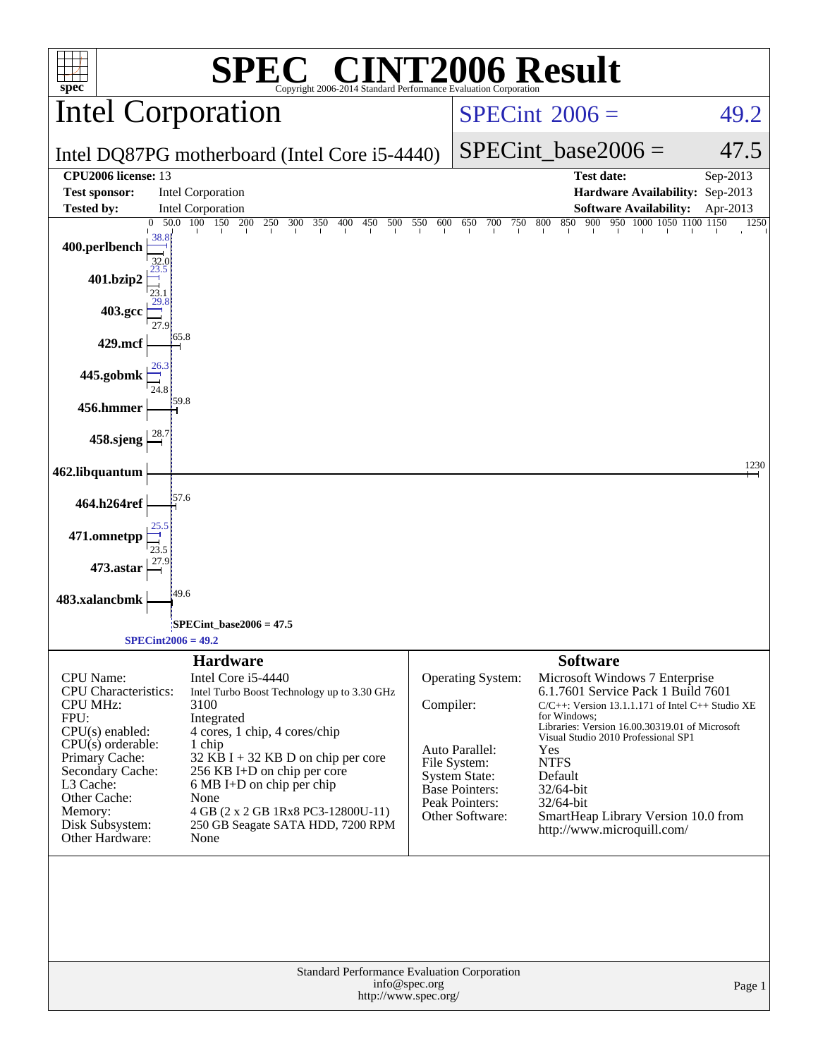# SPEC CINT2006 Result

Copyright 2006-2014 Standard Performance Evaluation Corporation

## Intel Corporation

**Intel DQ87PG motherboard (Intel Core i5-4440)**

SPECint 2006 = 49.2

SPECint_base2006 = 47.5

| | | | |
|---|---|---|---|
| **CPU2006 license:** | 13 | **Test date:** | Sep-2013 |
| **Test sponsor:** | Intel Corporation | **Hardware Availability:** | Sep-2013 |
| **Tested by:** | Intel Corporation | **Software Availability:** | Apr-2013 |

| Benchmark | Peak | Base |
|---|---|---|
| 400.perlbench | 38.8 | 32.0 |
| 401.bzip2 | 23.5 | 23.1 |
| 403.gcc | 29.8 | 27.9 |
| 429.mcf | | 65.8 |
| 445.gobmk | 26.3 | 24.8 |
| 456.hmmer | | 59.8 |
| 458.sjeng | | 28.7 |
| 462.libquantum | | 1230 |
| 464.h264ref | | 57.6 |
| 471.omnetpp | 25.5 | 23.5 |
| 473.astar | | 27.9 |
| 483.xalancbmk | | 49.6 |

SPECint_base2006 = 47.5

SPECint2006 = 49.2

## Hardware

| | |
|---|---|
| CPU Name: | Intel Core i5-4440 |
| CPU Characteristics: | Intel Turbo Boost Technology up to 3.30 GHz |
| CPU MHz: | 3100 |
| FPU: | Integrated |
| CPU(s) enabled: | 4 cores, 1 chip, 4 cores/chip |
| CPU(s) orderable: | 1 chip |
| Primary Cache: | 32 KB I + 32 KB D on chip per core |
| Secondary Cache: | 256 KB I+D on chip per core |
| L3 Cache: | 6 MB I+D on chip per chip |
| Other Cache: | None |
| Memory: | 4 GB (2 x 2 GB 1Rx8 PC3-12800U-11) |
| Disk Subsystem: | 250 GB Seagate SATA HDD, 7200 RPM |
| Other Hardware: | None |

## Software

| | |
|---|---|
| Operating System: | Microsoft Windows 7 Enterprise 6.1.7601 Service Pack 1 Build 7601 |
| Compiler: | C/C++: Version 13.1.1.171 of Intel C++ Studio XE for Windows; Libraries: Version 16.00.30319.01 of Microsoft Visual Studio 2010 Professional SP1 |
| Auto Parallel: | Yes |
| File System: | NTFS |
| System State: | Default |
| Base Pointers: | 32/64-bit |
| Peak Pointers: | 32/64-bit |
| Other Software: | SmartHeap Library Version 10.0 from http://www.microquill.com/ |

Standard Performance Evaluation Corporation
info@spec.org
http://www.spec.org/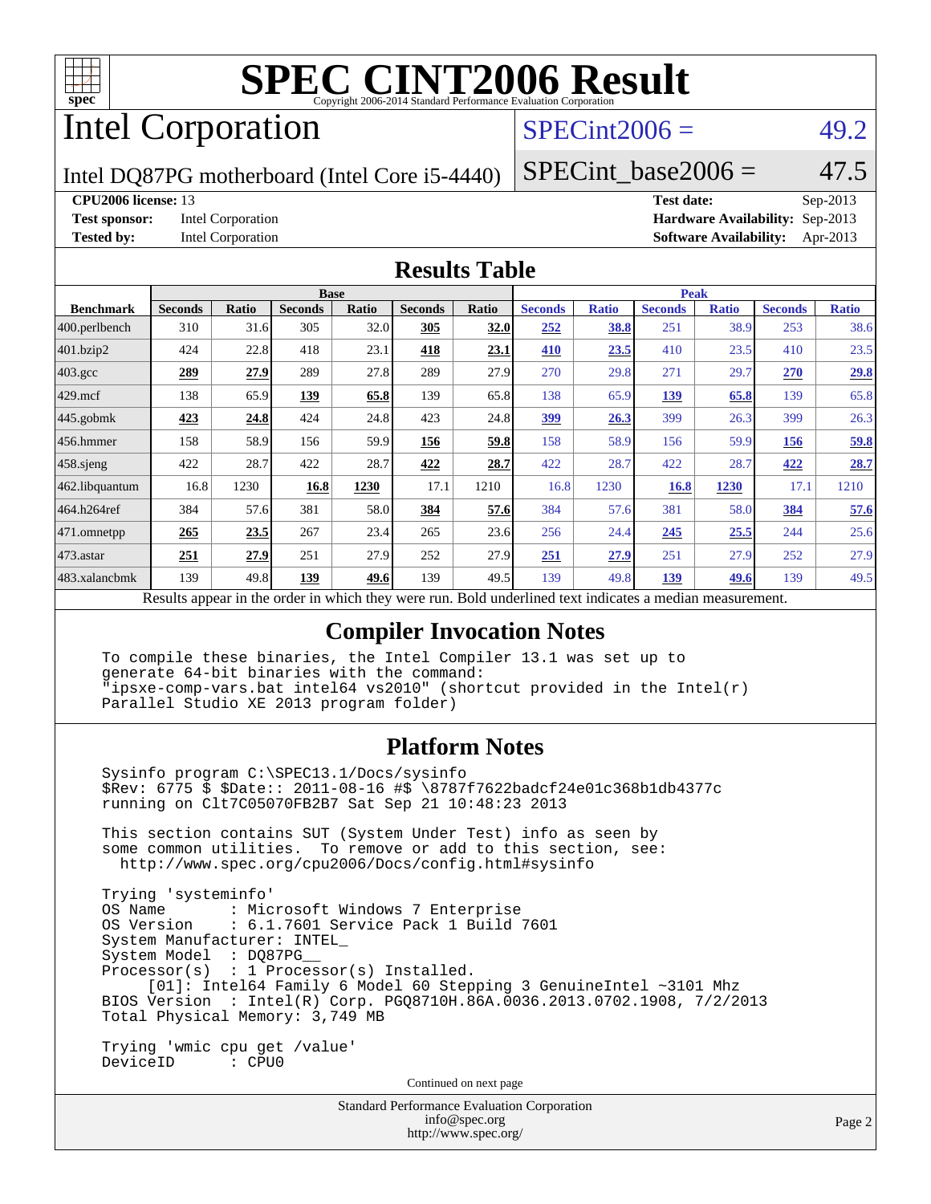# SPEC CINT2006 Result

Copyright 2006-2014 Standard Performance Evaluation Corporation

## Intel Corporation

Intel DQ87PG motherboard (Intel Core i5-4440)

SPECint2006 = 49.2

SPECint_base2006 = 47.5

| | | | |
|---|---|---|---|
| **CPU2006 license:** 13 | | **Test date:** | Sep-2013 |
| **Test sponsor:** | Intel Corporation | **Hardware Availability:** | Sep-2013 |
| **Tested by:** | Intel Corporation | **Software Availability:** | Apr-2013 |

### Results Table

| | Base | | | | | | Peak | | | | | |
|---|---|---|---|---|---|---|---|---|---|---|---|---|
| **Benchmark** | **Seconds** | **Ratio** | **Seconds** | **Ratio** | **Seconds** | **Ratio** | **Seconds** | **Ratio** | **Seconds** | **Ratio** | **Seconds** | **Ratio** |
| 400.perlbench | 310 | 31.6 | 305 | 32.0 | **305** | **32.0** | **252** | **38.8** | 251 | 38.9 | 253 | 38.6 |
| 401.bzip2 | 424 | 22.8 | 418 | 23.1 | **418** | **23.1** | **410** | **23.5** | 410 | 23.5 | 410 | 23.5 |
| 403.gcc | **289** | **27.9** | 289 | 27.8 | 289 | 27.9 | 270 | 29.8 | 271 | 29.7 | **270** | **29.8** |
| 429.mcf | 138 | 65.9 | **139** | **65.8** | 139 | 65.8 | 138 | 65.9 | **139** | **65.8** | 139 | 65.8 |
| 445.gobmk | **423** | **24.8** | 424 | 24.8 | 423 | 24.8 | **399** | **26.3** | 399 | 26.3 | 399 | 26.3 |
| 456.hmmer | 158 | 58.9 | 156 | 59.9 | **156** | **59.8** | 158 | 58.9 | 156 | 59.9 | **156** | **59.8** |
| 458.sjeng | 422 | 28.7 | 422 | 28.7 | **422** | **28.7** | 422 | 28.7 | 422 | 28.7 | **422** | **28.7** |
| 462.libquantum | 16.8 | 1230 | **16.8** | **1230** | 17.1 | 1210 | 16.8 | 1230 | **16.8** | **1230** | 17.1 | 1210 |
| 464.h264ref | 384 | 57.6 | 381 | 58.0 | **384** | **57.6** | 384 | 57.6 | 381 | 58.0 | **384** | **57.6** |
| 471.omnetpp | **265** | **23.5** | 267 | 23.4 | 265 | 23.6 | 256 | 24.4 | **245** | **25.5** | 244 | 25.6 |
| 473.astar | **251** | **27.9** | 251 | 27.9 | 252 | 27.9 | **251** | **27.9** | 251 | 27.9 | 252 | 27.9 |
| 483.xalancbmk | 139 | 49.8 | **139** | **49.6** | 139 | 49.5 | 139 | 49.8 | **139** | **49.6** | 139 | 49.5 |

Results appear in the order in which they were run. Bold underlined text indicates a median measurement.

### Compiler Invocation Notes

```
To compile these binaries, the Intel Compiler 13.1 was set up to
generate 64-bit binaries with the command:
"ipsxe-comp-vars.bat intel64 vs2010" (shortcut provided in the Intel(r)
Parallel Studio XE 2013 program folder)
```

### Platform Notes

```
Sysinfo program C:\SPEC13.1/Docs/sysinfo
$Rev: 6775 $ $Date:: 2011-08-16 #$ \8787f7622badcf24e01c368b1db4377c
running on Clt7C05070FB2B7 Sat Sep 21 10:48:23 2013

This section contains SUT (System Under Test) info as seen by
some common utilities.  To remove or add to this section, see:
  http://www.spec.org/cpu2006/Docs/config.html#sysinfo

Trying 'systeminfo'
OS Name        : Microsoft Windows 7 Enterprise
OS Version     : 6.1.7601 Service Pack 1 Build 7601
System Manufacturer: INTEL_
System Model   : DQ87PG__
Processor(s)   : 1 Processor(s) Installed.
     [01]: Intel64 Family 6 Model 60 Stepping 3 GenuineIntel ~3101 Mhz
BIOS Version   : Intel(R) Corp. PGQ8710H.86A.0036.2013.0702.1908, 7/2/2013
Total Physical Memory: 3,749 MB

Trying 'wmic cpu get /value'
DeviceID       : CPU0
```

Continued on next page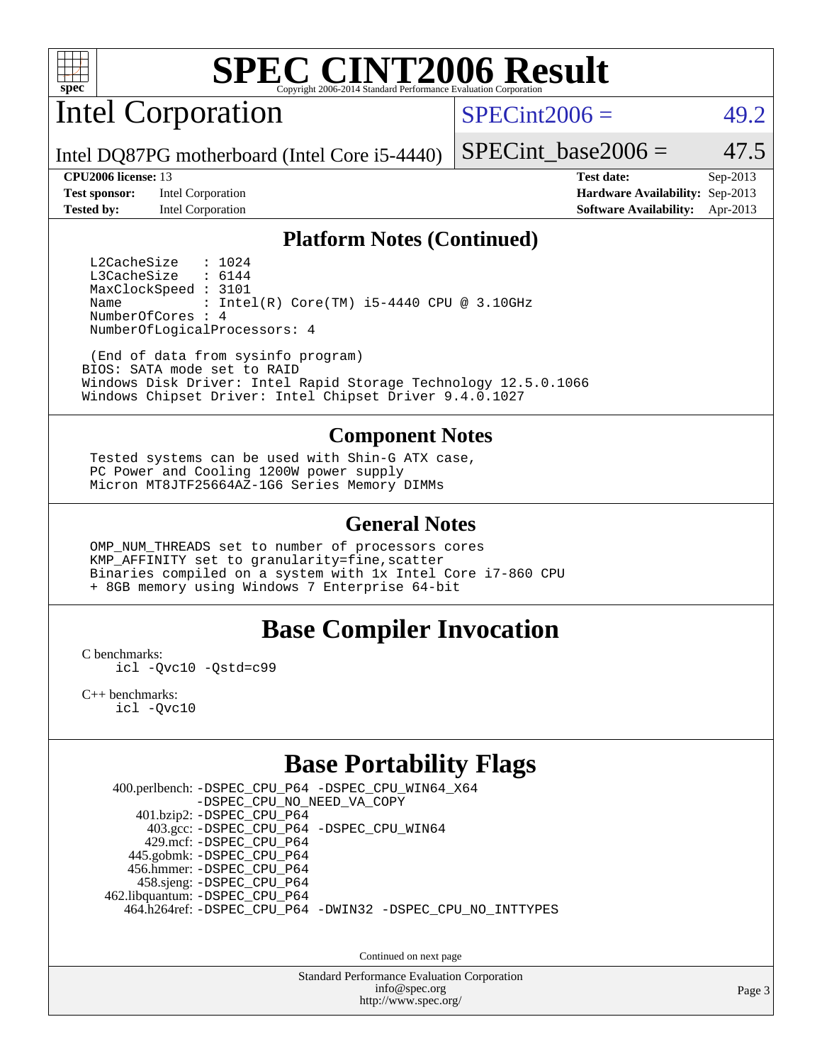# SPEC CINT2006 Result

Copyright 2006-2014 Standard Performance Evaluation Corporation

## Intel Corporation

Intel DQ87PG motherboard (Intel Core i5-4440)

SPECint2006 = 49.2

SPECint_base2006 = 47.5

| | | | |
|---|---|---|---|
| **CPU2006 license:** | 13 | **Test date:** | Sep-2013 |
| **Test sponsor:** | Intel Corporation | **Hardware Availability:** | Sep-2013 |
| **Tested by:** | Intel Corporation | **Software Availability:** | Apr-2013 |

### Platform Notes (Continued)

```
  L2CacheSize    : 1024
  L3CacheSize    : 6144
  MaxClockSpeed : 3101
  Name           : Intel(R) Core(TM) i5-4440 CPU @ 3.10GHz
  NumberOfCores : 4
  NumberOfLogicalProcessors: 4

  (End of data from sysinfo program)
BIOS: SATA mode set to RAID
Windows Disk Driver: Intel Rapid Storage Technology 12.5.0.1066
Windows Chipset Driver: Intel Chipset Driver 9.4.0.1027
```

### Component Notes

```
Tested systems can be used with Shin-G ATX case,
PC Power and Cooling 1200W power supply
Micron MT8JTF25664AZ-1G6 Series Memory DIMMs
```

### General Notes

```
OMP_NUM_THREADS set to number of processors cores
KMP_AFFINITY set to granularity=fine,scatter
Binaries compiled on a system with 1x Intel Core i7-860 CPU
+ 8GB memory using Windows 7 Enterprise 64-bit
```

## Base Compiler Invocation

C benchmarks:
```
icl -Qvc10 -Qstd=c99
```

C++ benchmarks:
```
icl -Qvc10
```

## Base Portability Flags

400.perlbench: -DSPEC_CPU_P64 -DSPEC_CPU_WIN64_X64 -DSPEC_CPU_NO_NEED_VA_COPY
401.bzip2: -DSPEC_CPU_P64
403.gcc: -DSPEC_CPU_P64 -DSPEC_CPU_WIN64
429.mcf: -DSPEC_CPU_P64
445.gobmk: -DSPEC_CPU_P64
456.hmmer: -DSPEC_CPU_P64
458.sjeng: -DSPEC_CPU_P64
462.libquantum: -DSPEC_CPU_P64
464.h264ref: -DSPEC_CPU_P64 -DWIN32 -DSPEC_CPU_NO_INTTYPES

Continued on next page

Standard Performance Evaluation Corporation
info@spec.org
http://www.spec.org/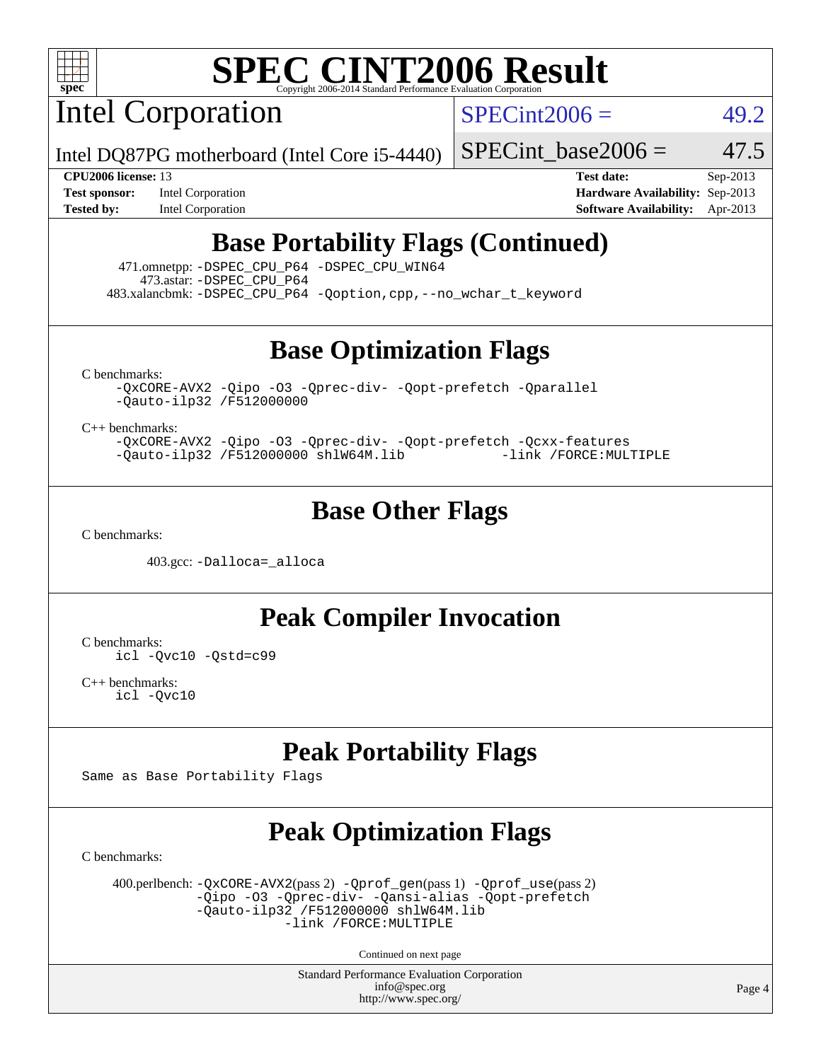# SPEC CINT2006 Result

## Intel Corporation

Intel DQ87PG motherboard (Intel Core i5-4440)

SPECint2006 = 49.2

SPECint_base2006 = 47.5

**CPU2006 license:** 13
**Test sponsor:** Intel Corporation
**Tested by:** Intel Corporation

**Test date:** Sep-2013
**Hardware Availability:** Sep-2013
**Software Availability:** Apr-2013

## Base Portability Flags (Continued)

471.omnetpp: -DSPEC_CPU_P64 -DSPEC_CPU_WIN64
473.astar: -DSPEC_CPU_P64
483.xalancbmk: -DSPEC_CPU_P64 -Qoption,cpp,--no_wchar_t_keyword

## Base Optimization Flags

C benchmarks:

```
-QxCORE-AVX2 -Qipo -O3 -Qprec-div- -Qopt-prefetch -Qparallel
-Qauto-ilp32 /F512000000
```

C++ benchmarks:

```
-QxCORE-AVX2 -Qipo -O3 -Qprec-div- -Qopt-prefetch -Qcxx-features
-Qauto-ilp32 /F512000000 shlW64M.lib           -link /FORCE:MULTIPLE
```

## Base Other Flags

C benchmarks:

403.gcc: -Dalloca=_alloca

## Peak Compiler Invocation

C benchmarks:

```
icl -Qvc10 -Qstd=c99
```

C++ benchmarks:

```
icl -Qvc10
```

## Peak Portability Flags

Same as Base Portability Flags

## Peak Optimization Flags

C benchmarks:

400.perlbench: -QxCORE-AVX2(pass 2) -Qprof_gen(pass 1) -Qprof_use(pass 2) -Qipo -O3 -Qprec-div- -Qansi-alias -Qopt-prefetch -Qauto-ilp32 /F512000000 shlW64M.lib -link /FORCE:MULTIPLE

Continued on next page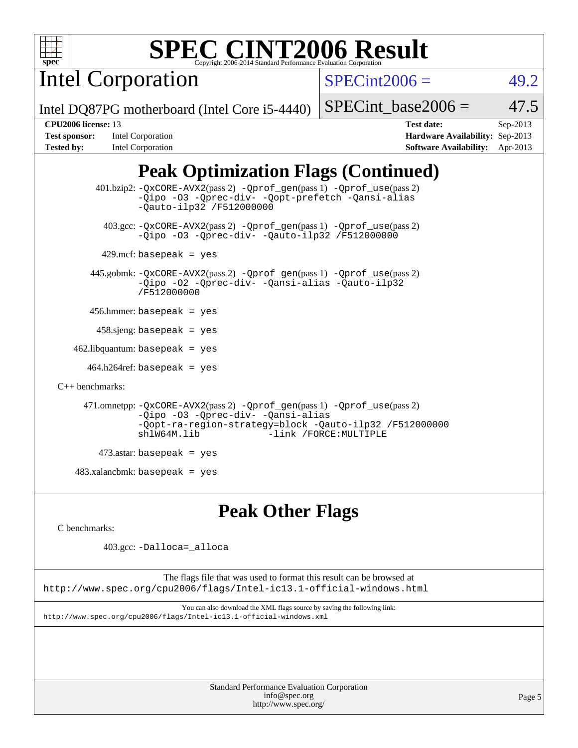# SPEC CINT2006 Result

Copyright 2006-2014 Standard Performance Evaluation Corporation

## Intel Corporation

Intel DQ87PG motherboard (Intel Core i5-4440)

SPECint2006 = 49.2

SPECint_base2006 = 47.5

**CPU2006 license:** 13
**Test sponsor:** Intel Corporation
**Tested by:** Intel Corporation

**Test date:** Sep-2013
**Hardware Availability:** Sep-2013
**Software Availability:** Apr-2013

## Peak Optimization Flags (Continued)

401.bzip2: `-QxCORE-AVX2`(pass 2) `-Qprof_gen`(pass 1) `-Qprof_use`(pass 2) `-Qipo -O3 -Qprec-div- -Qopt-prefetch -Qansi-alias -Qauto-ilp32 /F512000000`

403.gcc: `-QxCORE-AVX2`(pass 2) `-Qprof_gen`(pass 1) `-Qprof_use`(pass 2) `-Qipo -O3 -Qprec-div- -Qauto-ilp32 /F512000000`

429.mcf: `basepeak = yes`

445.gobmk: `-QxCORE-AVX2`(pass 2) `-Qprof_gen`(pass 1) `-Qprof_use`(pass 2) `-Qipo -O2 -Qprec-div- -Qansi-alias -Qauto-ilp32 /F512000000`

456.hmmer: `basepeak = yes`

458.sjeng: `basepeak = yes`

462.libquantum: `basepeak = yes`

464.h264ref: `basepeak = yes`

C++ benchmarks:

471.omnetpp: `-QxCORE-AVX2`(pass 2) `-Qprof_gen`(pass 1) `-Qprof_use`(pass 2) `-Qipo -O3 -Qprec-div- -Qansi-alias -Qopt-ra-region-strategy=block -Qauto-ilp32 /F512000000 shlW64M.lib -link /FORCE:MULTIPLE`

473.astar: `basepeak = yes`

483.xalancbmk: `basepeak = yes`

## Peak Other Flags

C benchmarks:

403.gcc: `-Dalloca=_alloca`

The flags file that was used to format this result can be browsed at
http://www.spec.org/cpu2006/flags/Intel-ic13.1-official-windows.html

You can also download the XML flags source by saving the following link:
http://www.spec.org/cpu2006/flags/Intel-ic13.1-official-windows.xml

Standard Performance Evaluation Corporation
info@spec.org
http://www.spec.org/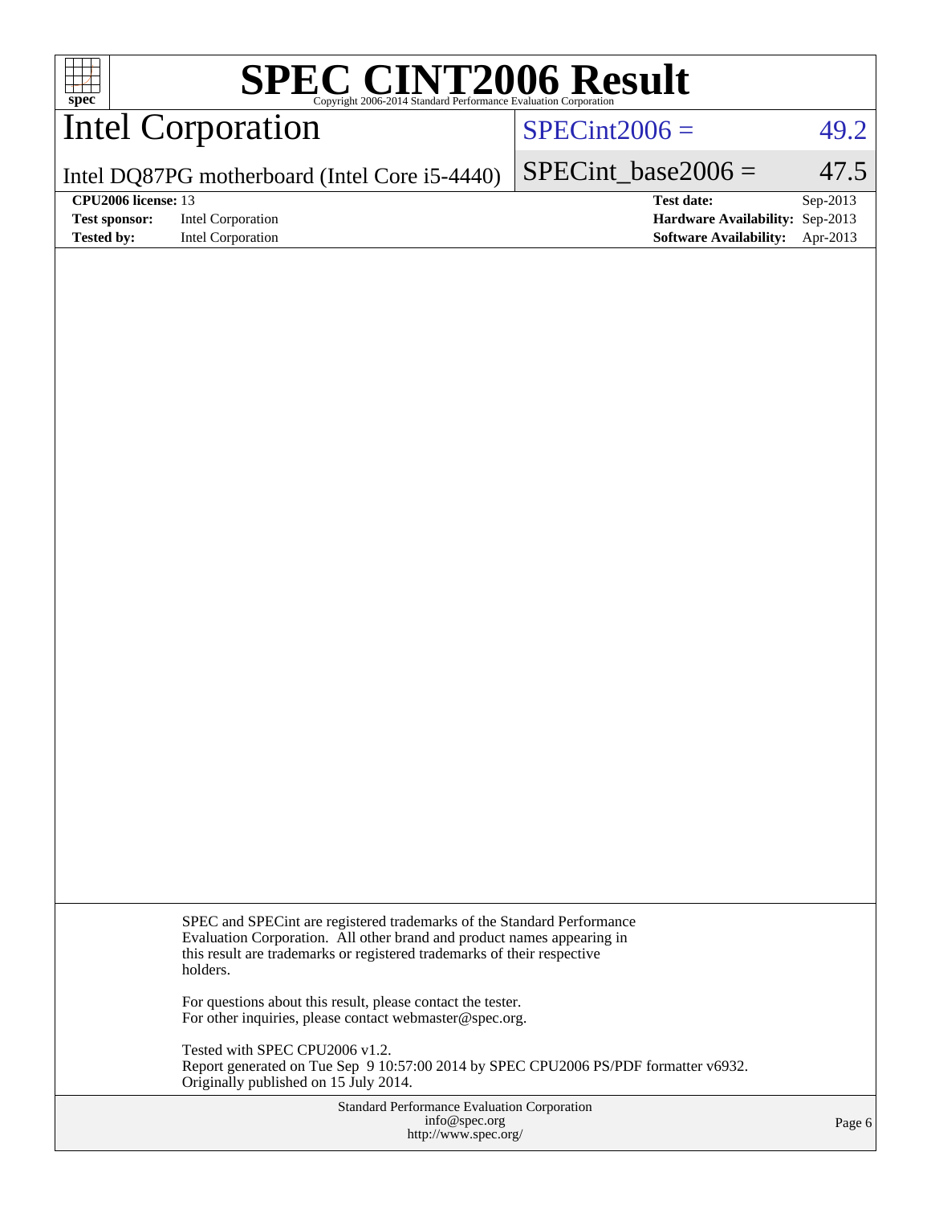SPEC and SPECint are registered trademarks of the Standard Performance Evaluation Corporation. All other brand and product names appearing in this result are trademarks or registered trademarks of their respective holders.

For questions about this result, please contact the tester.
For other inquiries, please contact webmaster@spec.org.

Tested with SPEC CPU2006 v1.2.
Report generated on Tue Sep 9 10:57:00 2014 by SPEC CPU2006 PS/PDF formatter v6932.
Originally published on 15 July 2014.